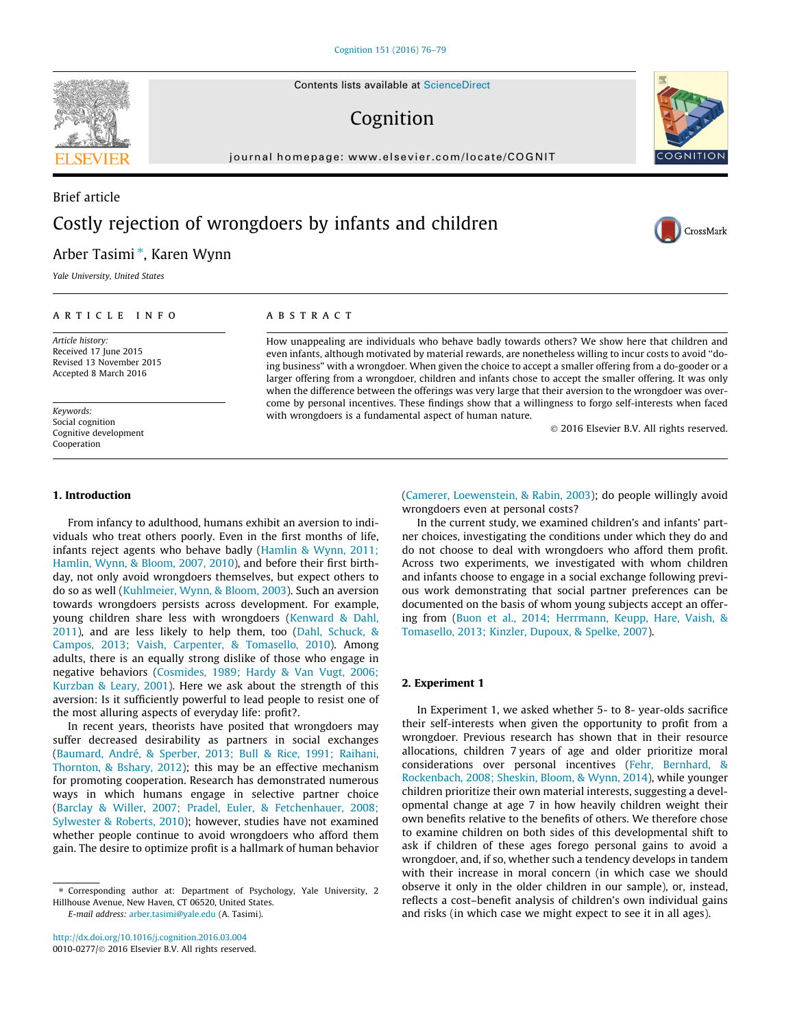Brief article

# Costly rejection of wrongdoers by infants and children

Arber Tasimi *, Karen Wynn

*Yale University, United States*

**ARTICLE INFO**

*Article history:*
Received 17 June 2015
Revised 13 November 2015
Accepted 8 March 2016

*Keywords:*
Social cognition
Cognitive development
Cooperation

**ABSTRACT**

How unappealing are individuals who behave badly towards others? We show here that children and even infants, although motivated by material rewards, are nonetheless willing to incur costs to avoid "doing business" with a wrongdoer. When given the choice to accept a smaller offering from a do-gooder or a larger offering from a wrongdoer, children and infants chose to accept the smaller offering. It was only when the difference between the offerings was very large that their aversion to the wrongdoer was overcome by personal incentives. These findings show that a willingness to forgo self-interests when faced with wrongdoers is a fundamental aspect of human nature.

© 2016 Elsevier B.V. All rights reserved.

## 1. Introduction

From infancy to adulthood, humans exhibit an aversion to individuals who treat others poorly. Even in the first months of life, infants reject agents who behave badly (Hamlin & Wynn, 2011; Hamlin, Wynn, & Bloom, 2007, 2010), and before their first birthday, not only avoid wrongdoers themselves, but expect others to do so as well (Kuhlmeier, Wynn, & Bloom, 2003). Such an aversion towards wrongdoers persists across development. For example, young children share less with wrongdoers (Kenward & Dahl, 2011), and are less likely to help them, too (Dahl, Schuck, & Campos, 2013; Vaish, Carpenter, & Tomasello, 2010). Among adults, there is an equally strong dislike of those who engage in negative behaviors (Cosmides, 1989; Hardy & Van Vugt, 2006; Kurzban & Leary, 2001). Here we ask about the strength of this aversion: Is it sufficiently powerful to lead people to resist one of the most alluring aspects of everyday life: profit?.

In recent years, theorists have posited that wrongdoers may suffer decreased desirability as partners in social exchanges (Baumard, André, & Sperber, 2013; Bull & Rice, 1991; Raihani, Thornton, & Bshary, 2012); this may be an effective mechanism for promoting cooperation. Research has demonstrated numerous ways in which humans engage in selective partner choice (Barclay & Willer, 2007; Pradel, Euler, & Fetchenhauer, 2008; Sylwester & Roberts, 2010); however, studies have not examined whether people continue to avoid wrongdoers who afford them gain. The desire to optimize profit is a hallmark of human behavior (Camerer, Loewenstein, & Rabin, 2003); do people willingly avoid wrongdoers even at personal costs?

In the current study, we examined children's and infants' partner choices, investigating the conditions under which they do and do not choose to deal with wrongdoers who afford them profit. Across two experiments, we investigated with whom children and infants choose to engage in a social exchange following previous work demonstrating that social partner preferences can be documented on the basis of whom young subjects accept an offering from (Buon et al., 2014; Herrmann, Keupp, Hare, Vaish, & Tomasello, 2013; Kinzler, Dupoux, & Spelke, 2007).

## 2. Experiment 1

In Experiment 1, we asked whether 5- to 8- year-olds sacrifice their self-interests when given the opportunity to profit from a wrongdoer. Previous research has shown that in their resource allocations, children 7 years of age and older prioritize moral considerations over personal incentives (Fehr, Bernhard, & Rockenbach, 2008; Sheskin, Bloom, & Wynn, 2014), while younger children prioritize their own material interests, suggesting a developmental change at age 7 in how heavily children weight their own benefits relative to the benefits of others. We therefore chose to examine children on both sides of this developmental shift to ask if children of these ages forego personal gains to avoid a wrongdoer, and, if so, whether such a tendency develops in tandem with their increase in moral concern (in which case we should observe it only in the older children in our sample), or, instead, reflects a cost–benefit analysis of children's own individual gains and risks (in which case we might expect to see it in all ages).

* Corresponding author at: Department of Psychology, Yale University, 2 Hillhouse Avenue, New Haven, CT 06520, United States.
E-mail address: arber.tasimi@yale.edu (A. Tasimi).

http://dx.doi.org/10.1016/j.cognition.2016.03.004
0010-0277/© 2016 Elsevier B.V. All rights reserved.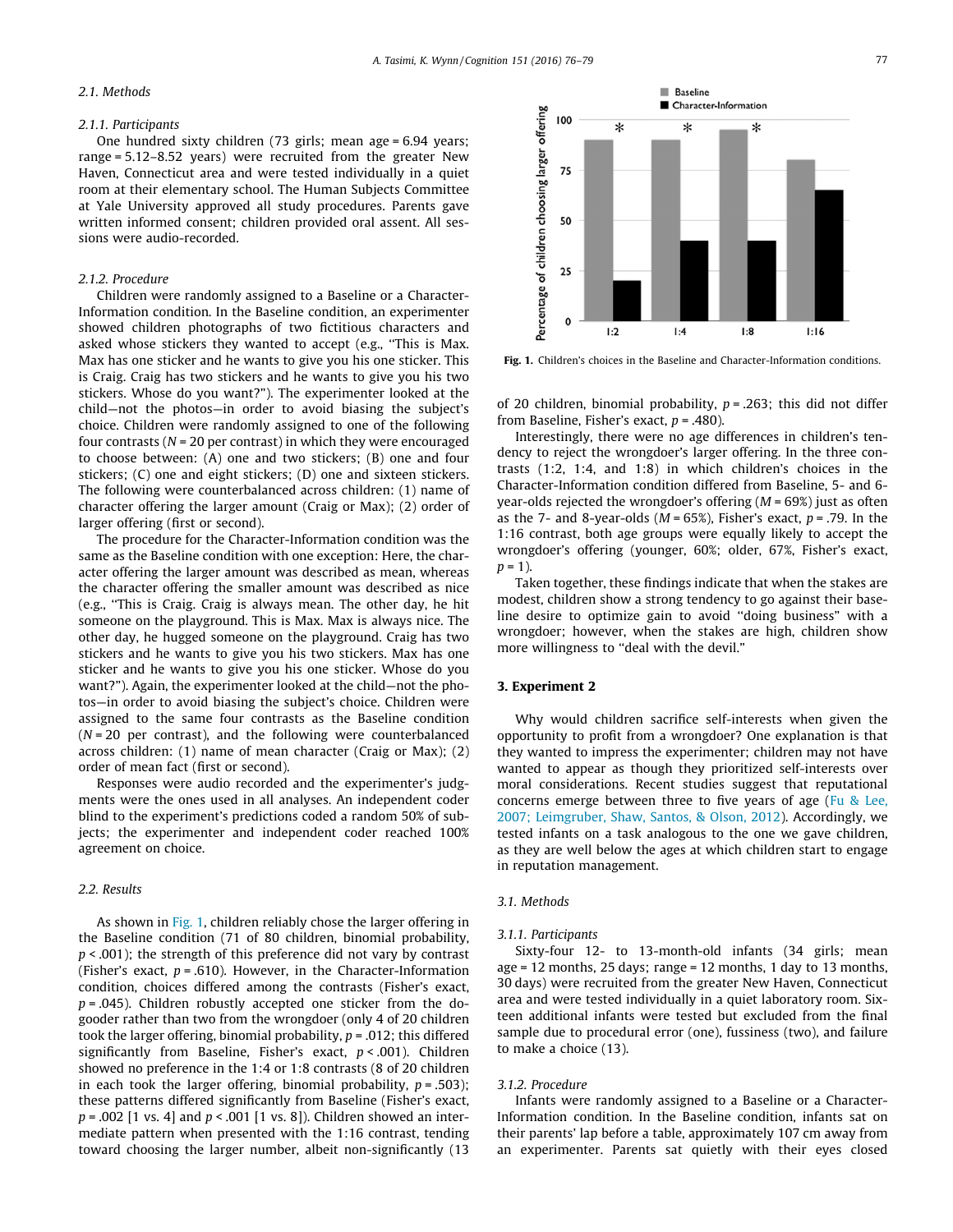### 2.1. Methods

#### 2.1.1. Participants

One hundred sixty children (73 girls; mean age = 6.94 years; range = 5.12–8.52 years) were recruited from the greater New Haven, Connecticut area and were tested individually in a quiet room at their elementary school. The Human Subjects Committee at Yale University approved all study procedures. Parents gave written informed consent; children provided oral assent. All sessions were audio-recorded.

#### 2.1.2. Procedure

Children were randomly assigned to a Baseline or a Character-Information condition. In the Baseline condition, an experimenter showed children photographs of two fictitious characters and asked whose stickers they wanted to accept (e.g., "This is Max. Max has one sticker and he wants to give you his one sticker. This is Craig. Craig has two stickers and he wants to give you his two stickers. Whose do you want?"). The experimenter looked at the child—not the photos—in order to avoid biasing the subject's choice. Children were randomly assigned to one of the following four contrasts ($N = 20$ per contrast) in which they were encouraged to choose between: (A) one and two stickers; (B) one and four stickers; (C) one and eight stickers; (D) one and sixteen stickers. The following were counterbalanced across children: (1) name of character offering the larger amount (Craig or Max); (2) order of larger offering (first or second).

The procedure for the Character-Information condition was the same as the Baseline condition with one exception: Here, the character offering the larger amount was described as mean, whereas the character offering the smaller amount was described as nice (e.g., "This is Craig. Craig is always mean. The other day, he hit someone on the playground. This is Max. Max is always nice. The other day, he hugged someone on the playground. Craig has two stickers and he wants to give you his two stickers. Max has one sticker and he wants to give you his one sticker. Whose do you want?"). Again, the experimenter looked at the child—not the photos—in order to avoid biasing the subject's choice. Children were assigned to the same four contrasts as the Baseline condition ($N = 20$ per contrast), and the following were counterbalanced across children: (1) name of mean character (Craig or Max); (2) order of mean fact (first or second).

Responses were audio recorded and the experimenter's judgments were the ones used in all analyses. An independent coder blind to the experiment's predictions coded a random 50% of subjects; the experimenter and independent coder reached 100% agreement on choice.

### 2.2. Results

As shown in Fig. 1, children reliably chose the larger offering in the Baseline condition (71 of 80 children, binomial probability, $p < .001$); the strength of this preference did not vary by contrast (Fisher's exact, $p = .610$). However, in the Character-Information condition, choices differed among the contrasts (Fisher's exact, $p = .045$). Children robustly accepted one sticker from the do-gooder rather than two from the wrongdoer (only 4 of 20 children took the larger offering, binomial probability, $p = .012$; this differed significantly from Baseline, Fisher's exact, $p < .001$). Children showed no preference in the 1:4 or 1:8 contrasts (8 of 20 children in each took the larger offering, binomial probability, $p = .503$); these patterns differed significantly from Baseline (Fisher's exact, $p = .002$ [1 vs. 4] and $p < .001$ [1 vs. 8]). Children showed an intermediate pattern when presented with the 1:16 contrast, tending toward choosing the larger number, albeit non-significantly (13 of 20 children, binomial probability, $p = .263$; this did not differ from Baseline, Fisher's exact, $p = .480$).

Fig. 1. Children's choices in the Baseline and Character-Information conditions.

Interestingly, there were no age differences in children's tendency to reject the wrongdoer's larger offering. In the three contrasts (1:2, 1:4, and 1:8) in which children's choices in the Character-Information condition differed from Baseline, 5- and 6-year-olds rejected the wrongdoer's offering ($M = 69\%$) just as often as the 7- and 8-year-olds ($M = 65\%$), Fisher's exact, $p = .79$. In the 1:16 contrast, both age groups were equally likely to accept the wrongdoer's offering (younger, 60%; older, 67%, Fisher's exact, $p = 1$).

Taken together, these findings indicate that when the stakes are modest, children show a strong tendency to go against their baseline desire to optimize gain to avoid "doing business" with a wrongdoer; however, when the stakes are high, children show more willingness to "deal with the devil."

## 3. Experiment 2

Why would children sacrifice self-interests when given the opportunity to profit from a wrongdoer? One explanation is that they wanted to impress the experimenter; children may not have wanted to appear as though they prioritized self-interests over moral considerations. Recent studies suggest that reputational concerns emerge between three to five years of age (Fu & Lee, 2007; Leimgruber, Shaw, Santos, & Olson, 2012). Accordingly, we tested infants on a task analogous to the one we gave children, as they are well below the ages at which children start to engage in reputation management.

### 3.1. Methods

#### 3.1.1. Participants

Sixty-four 12- to 13-month-old infants (34 girls; mean age = 12 months, 25 days; range = 12 months, 1 day to 13 months, 30 days) were recruited from the greater New Haven, Connecticut area and were tested individually in a quiet laboratory room. Sixteen additional infants were tested but excluded from the final sample due to procedural error (one), fussiness (two), and failure to make a choice (13).

#### 3.1.2. Procedure

Infants were randomly assigned to a Baseline or a Character-Information condition. In the Baseline condition, infants sat on their parents' lap before a table, approximately 107 cm away from an experimenter. Parents sat quietly with their eyes closed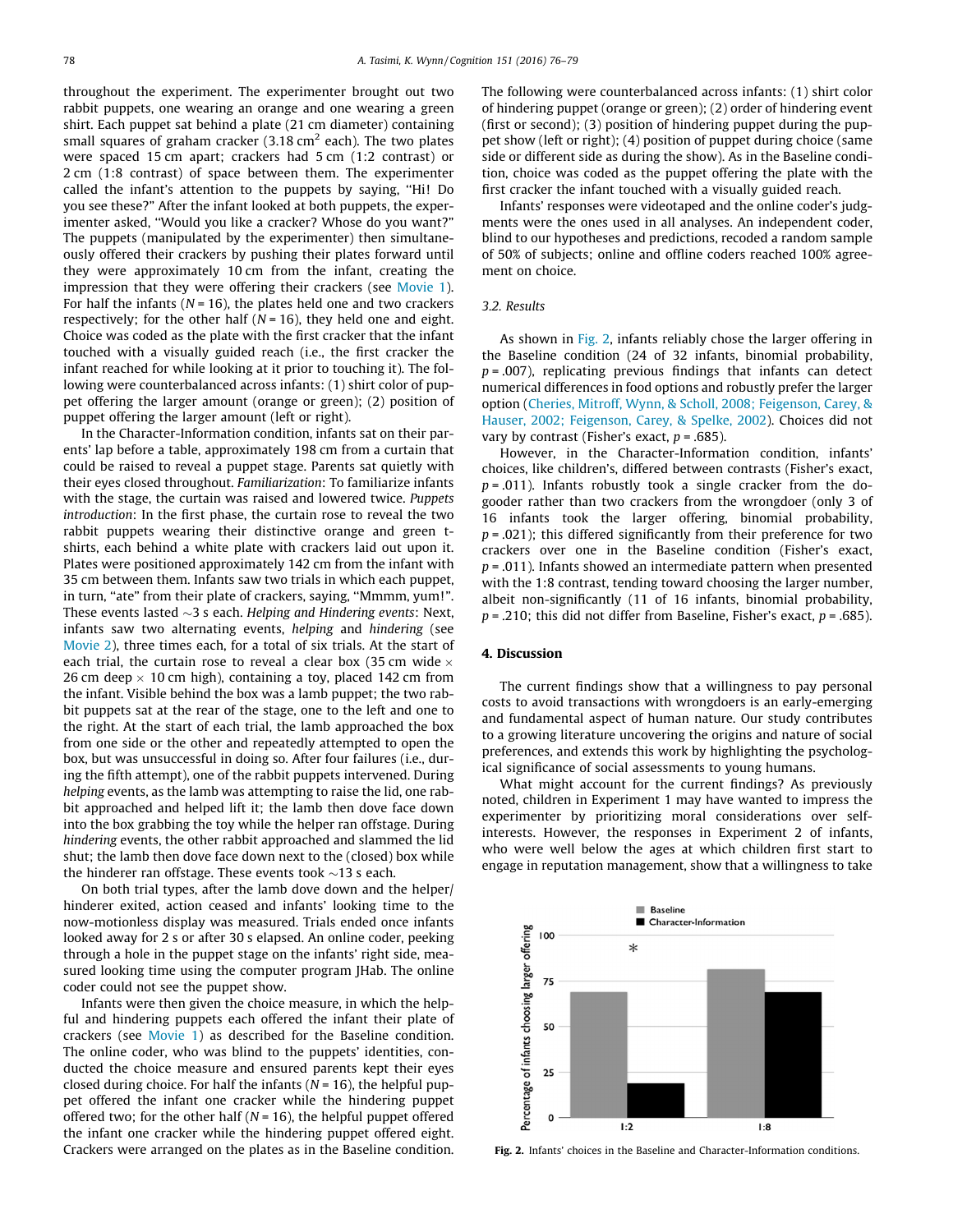throughout the experiment. The experimenter brought out two rabbit puppets, one wearing an orange and one wearing a green shirt. Each puppet sat behind a plate (21 cm diameter) containing small squared of graham cracker (3.18 $cm^2$ each). The two plates were spaced 15 cm apart; crackers had 5 cm (1:2 contrast) or 2 cm (1:8 contrast) of space between them. The experimenter called the infant's attention to the puppets by saying, "Hi! Do you see these?" After the infant looked at both puppets, the experimenter asked, "Would you like a cracker? Whose do you want?" The puppets (manipulated by the experimenter) then simultaneously offered their crackers by pushing their plates forward until they were approximately 10 cm from the infant, creating the impression that they were offering their crackers (see Movie 1). For half the infants ($N = 16$), the plates held one and two crackers respectively; for the other half ($N = 16$), they held one and eight. Choice was coded as the plate with the first cracker that the infant touched with a visually guided reach (i.e., the first cracker the infant reached for while looking at it prior to touching it). The following were counterbalanced across infants: (1) shirt color of puppet offering the larger amount (orange or green); (2) position of puppet offering the larger amount (left or right).

In the Character-Information condition, infants sat on their parents' lap before a table, approximately 198 cm from a curtain that could be raised to reveal a puppet stage. Parents sat quietly with their eyes closed throughout. *Familiarization*: To familiarize infants with the stage, the curtain was raised and lowered twice. *Puppets introduction*: In the first phase, the curtain rose to reveal the two rabbit puppets wearing their distinctive orange and green t-shirts, each behind a white plate with crackers laid out upon it. Plates were positioned approximately 142 cm from the infant with 35 cm between them. Infants saw two trials in which each puppet, in turn, "ate" from their plate of crackers, saying, "Mmmm, yum!". These events lasted ~3 s each. *Helping and Hindering events*: Next, infants saw two alternating events, *helping* and *hindering* (see Movie 2), three times each, for a total of six trials. At the start of each trial, the curtain rose to reveal a clear box (35 cm wide × 26 cm deep × 10 cm high), containing a toy, placed 142 cm from the infant. Visible behind the box was a lamb puppet; the two rabbit puppets sat at the rear of the stage, one to the left and one to the right. At the start of each trial, the lamb approached the box from one side or the other and repeatedly attempted to open the box, but was unsuccessful in doing so. After four failures (i.e., during the fifth attempt), one of the rabbit puppets intervened. During *helping* events, as the lamb was attempting to raise the lid, one rabbit approached and helped lift it; the lamb then dove face down into the box grabbing the toy while the helper ran offstage. During *hindering* events, the other rabbit approached and slammed the lid shut; the lamb then dove face down next to the (closed) box while the hinderer ran offstage. These events took ~13 s each.

On both trial types, after the lamb dove down and the helper/hinderer exited, action ceased and infants' looking time to the now-motionless display was measured. Trials ended once infants looked away for 2 s or after 30 s elapsed. An online coder, peeking through a hole in the puppet stage on the infants' right side, measured looking time using the computer program JHab. The online coder could not see the puppet show.

Infants were then given the choice measure, in which the helpful and hindering puppets each offered the infant their plate of crackers (see Movie 1) as described for the Baseline condition. The online coder, who was blind to the puppets' identities, conducted the choice measure and ensured parents kept their eyes closed during choice. For half the infants ($N = 16$), the helpful puppet offered the infant one cracker while the hindering puppet offered two; for the other half ($N = 16$), the helpful puppet offered the infant one cracker while the hindering puppet offered eight. Crackers were arranged on the plates as in the Baseline condition. The following were counterbalanced across infants: (1) shirt color of hindering puppet (orange or green); (2) order of hindering event (first or second); (3) position of hindering puppet during the puppet show (left or right); (4) position of puppet during choice (same side or different side as during the show). As in the Baseline condition, choice was coded as the puppet offering the plate with the first cracker the infant touched with a visually guided reach.

Infants' responses were videotaped and the online coder's judgments were the ones used in all analyses. An independent coder, blind to our hypotheses and predictions, recoded a random sample of 50% of subjects; online and offline coders reached 100% agreement on choice.

### 3.2. Results

As shown in Fig. 2, infants reliably chose the larger offering in the Baseline condition (24 of 32 infants, binomial probability, $p = .007$), replicating previous findings that infants can detect numerical differences in food options and robustly prefer the larger option (Cheries, Mitroff, Wynn, & Scholl, 2008; Feigenson, Carey, & Hauser, 2002; Feigenson, Carey, & Spelke, 2002). Choices did not vary by contrast (Fisher's exact, $p = .685$).

However, in the Character-Information condition, infants' choices, like children's, differed between contrasts (Fisher's exact, $p = .011$). Infants robustly took a single cracker from the do-gooder rather than two crackers from the wrongdoer (only 3 of 16 infants took the larger offering, binomial probability, $p = .021$); this differed significantly from their preference for two crackers over one in the Baseline condition (Fisher's exact, $p = .011$). Infants showed an intermediate pattern when presented with the 1:8 contrast, tending toward choosing the larger number, albeit non-significantly (11 of 16 infants, binomial probability, $p = .210$; this did not differ from Baseline, Fisher's exact, $p = .685$).

## 4. Discussion

The current findings show that a willingness to pay personal costs to avoid transactions with wrongdoers is an early-emerging and fundamental aspect of human nature. Our study contributes to a growing literature uncovering the origins and nature of social preferences, and extends this work by highlighting the psychological significance of social assessments to young humans.

What might account for the current findings? As previously noted, children in Experiment 1 may have wanted to impress the experimenter by prioritizing moral considerations over self-interests. However, the responses in Experiment 2 of infants, who were well below the ages at which children first start to engage in reputation management, show that a willingness to take

**Fig. 2.** Infants' choices in the Baseline and Character-Information conditions.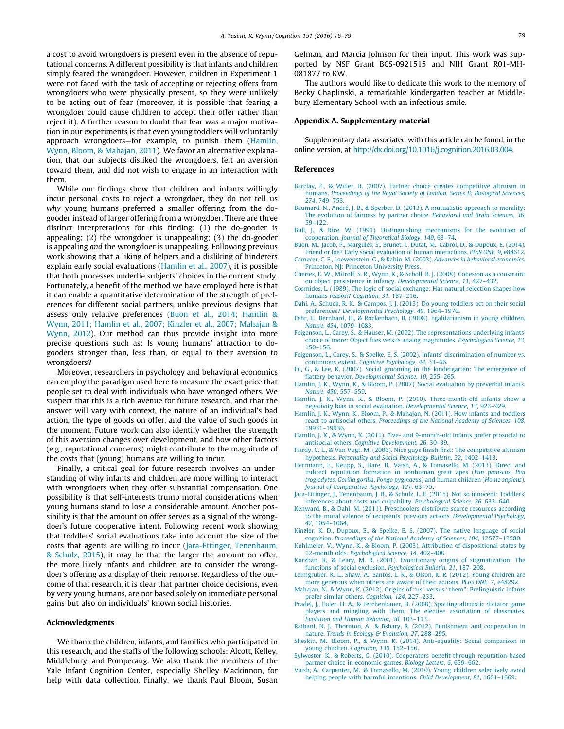a cost to avoid wrongdoers is present even in the absence of reputational concerns. A different possibility is that infants and children simply feared the wrongdoer. However, children in Experiment 1 were not faced with the task of accepting or rejecting offers from wrongdoers who were physically present, so they were unlikely to be acting out of fear (moreover, it is possible that fearing a wrongdoer could cause children to accept their offer rather than reject it). A further reason to doubt that fear was a major motivation in our experiments is that even young toddlers will voluntarily approach wrongdoers—for example, to punish them (Hamlin, Wynn, Bloom, & Mahajan, 2011). We favor an alternative explanation, that our subjects disliked the wrongdoers, felt an aversion toward them, and did not wish to engage in an interaction with them.

While our findings show that children and infants willingly incur personal costs to reject a wrongdoer, they do not tell us *why* young humans preferred a smaller offering from the do-gooder instead of larger offering from a wrongdoer. There are three distinct interpretations for this finding: (1) the do-gooder is appealing; (2) the wrongdoer is unappealing; (3) the do-gooder is appealing *and* the wrongdoer is unappealing. Following previous work showing that a liking of helpers and a disliking of hinderers explain early social evaluations (Hamlin et al., 2007), it is possible that both processes underlie subjects' choices in the current study. Fortunately, a benefit of the method we have employed here is that it can enable a quantitative determination of the strength of preferences for different social partners, unlike previous designs that assess only relative preferences (Buon et al., 2014; Hamlin & Wynn, 2011; Hamlin et al., 2007; Kinzler et al., 2007; Mahajan & Wynn, 2012). Our method can thus provide insight into more precise questions such as: Is young humans' attraction to do-gooders stronger than, less than, or equal to their aversion to wrongdoers?

Moreover, researchers in psychology and behavioral economics can employ the paradigm used here to measure the exact price that people set to deal with individuals who have wronged others. We suspect that this is a rich avenue for future research, and that the answer will vary with context, the nature of an individual's bad action, the type of goods on offer, and the value of such goods in the moment. Future work can also identify whether the strength of this aversion changes over development, and how other factors (e.g., reputational concerns) might contribute to the magnitude of the costs that (young) humans are willing to incur.

Finally, a critical goal for future research involves an understanding of why infants and children are more willing to interact with wrongdoers when they offer substantial compensation. One possibility is that self-interests trump moral considerations when young humans stand to lose a considerable amount. Another possibility is that the amount on offer serves as a signal of the wrongdoer's future cooperative intent. Following recent work showing that toddlers' social evaluations take into account the size of the costs that agents are willing to incur (Jara-Ettinger, Tenenbaum, & Schulz, 2015), it may be that the larger the amount on offer, the more likely infants and children are to consider the wrongdoer's offering as a display of their remorse. Regardless of the outcome of that research, it is clear that partner choice decisions, even by very young humans, are not based solely on immediate personal gains but also on individuals' known social histories.

## Acknowledgments

We thank the children, infants, and families who participated in this research, and the staffs of the following schools: Alcott, Kelley, Middlebury, and Pomperaug. We also thank the members of the Yale Infant Cognition Center, especially Shelley Mackinnon, for help with data collection. Finally, we thank Paul Bloom, Susan Gelman, and Marcia Johnson for their input. This work was supported by NSF Grant BCS-0921515 and NIH Grant R01-MH-081877 to KW.

The authors would like to dedicate this work to the memory of Becky Chaplinski, a remarkable kindergarten teacher at Middlebury Elementary School with an infectious smile.

## Appendix A. Supplementary material

Supplementary data associated with this article can be found, in the online version, at http://dx.doi.org/10.1016/j.cognition.2016.03.004.

## References

Barclay, P., & Willer, R. (2007). Partner choice creates competitive altruism in humans. *Proceedings of the Royal Society of London. Series B: Biological Sciences, 274*, 749–753.

Baumard, N., André, J. B., & Sperber, D. (2013). A mutualistic approach to morality: The evolution of fairness by partner choice. *Behavioral and Brain Sciences, 36*, 59–122.

Bull, J., & Rice, W. (1991). Distinguishing mechanisms for the evolution of cooperation. *Journal of Theoretical Biology, 149*, 63–74.

Buon, M., Jacob, P., Margules, S., Brunet, I., Dutat, M., Cabrol, D., & Dupoux, E. (2014). Friend or foe? Early social evaluation of human interactions. *PLoS ONE, 9*, e88612.

Camerer, C. F., Loewenstein, G., & Rabin, M. (2003). *Advances in behavioral economics*. Princeton, NJ: Princeton University Press.

Cheries, E. W., Mitroff, S. R., Wynn, K., & Scholl, B. J. (2008). Cohesion as a constraint on object persistence in infancy. *Developmental Science, 11*, 427–432.

Cosmides, L. (1989). The logic of social exchange: Has natural selection shapes how humans reason? *Cognition, 31*, 187–216.

Dahl, A., Schuck, R. K., & Campos, J. J. (2013). Do young toddlers act on their social preferences? *Developmental Psychology, 49*, 1964–1970.

Fehr, E., Bernhard, H., & Rockenbach, B. (2008). Egalitarianism in young children. *Nature, 454*, 1079–1083.

Feigenson, L., Carey, S., & Hauser, M. (2002). The representations underlying infants' choice of more: Object files versus analog magnitudes. *Psychological Science, 13*, 150–156.

Feigenson, L., Carey, S., & Spelke, E. S. (2002). Infants' discrimination of number vs. continuous extent. *Cognitive Psychology, 44*, 33–66.

Fu, G., & Lee, K. (2007). Social grooming in the kindergarten: The emergence of flattery behavior. *Developmental Science, 10*, 255–265.

Hamlin, J. K., Wynn, K., & Bloom, P. (2007). Social evaluation by preverbal infants. *Nature, 450*, 557–559.

Hamlin, J. K., Wynn, K., & Bloom, P. (2010). Three-month-old infants show a negativity bias in social evaluation. *Developmental Science, 13*, 923–929.

Hamlin, J. K., Wynn, K., Bloom, P., & Mahajan, N. (2011). How infants and toddlers react to antisocial others. *Proceedings of the National Academy of Sciences, 108*, 19931–19936.

Hamlin, J. K., & Wynn, K. (2011). Five- and 9-month-old infants prefer prosocial to antisocial others. *Cognitive Development, 26*, 30–39.

Hardy, C. L., & Van Vugt, M. (2006). Nice guys finish first: The competitive altruism hypothesis. *Personality and Social Psychology Bulletin, 32*, 1402–1413.

Herrmann, E., Keupp, S., Hare, B., Vaish, A., & Tomasello, M. (2013). Direct and indirect reputation formation in nonhuman great apes (*Pan paniscus, Pan troglodytes, Gorilla gorilla, Pongo pygmaeus*) and human children (*Homo sapiens*). *Journal of Comparative Psychology, 127*, 63–75.

Jara-Ettinger, J., Tenenbaum, J. B., & Schulz, L. E. (2015). Not so innocent: Toddlers' inferences about costs and culpability. *Psychological Science, 26*, 633–640.

Kenward, B., & Dahl, M. (2011). Preschoolers distribute scarce resources according to the moral valence of recipients' previous actions. *Developmental Psychology, 47*, 1054–1064.

Kinzler, K. D., Dupoux, E., & Spelke, E. S. (2007). The native language of social cognition. *Proceedings of the National Academy of Sciences, 104*, 12577–12580.

Kuhlmeier, V., Wynn, K., & Bloom, P. (2003). Attribution of dispositional states by 12-month olds. *Psychological Science, 14*, 402–408.

Kurzban, R., & Leary, M. R. (2001). Evolutionary origins of stigmatization: The functions of social exclusion. *Psychological Bulletin, 21*, 187–208.

Leimgruber, K. L., Shaw, A., Santos, L. R., & Olson, K. R. (2012). Young children are more generous when others are aware of their actions. *PLoS ONE, 7*, e48292.

Mahajan, N., & Wynn, K. (2012). Origins of "us" versus "them": Prelinguistic infants prefer similar others. *Cognition, 124*, 227–233.

Pradel, J., Euler, H. A., & Fetchenhauer, D. (2008). Spotting altruistic dictator game players and mingling with them: The elective assortation of classmates. *Evolution and Human Behavior, 30*, 103–113.

Raihani, N. J., Thornton, A., & Bshary, R. (2012). Punishment and cooperation in nature. *Trends in Ecology & Evolution, 27*, 288–295.

Sheskin, M., Bloom, P., & Wynn, K. (2014). Anti-equality: Social comparison in young children. *Cognition, 130*, 152–156.

Sylwester, K., & Roberts, G. (2010). Cooperators benefit through reputation-based partner choice in economic games. *Biology Letters, 6*, 659–662.

Vaish, A., Carpenter, M., & Tomasello, M. (2010). Young children selectively avoid helping people with harmful intentions. *Child Development, 81*, 1661–1669.